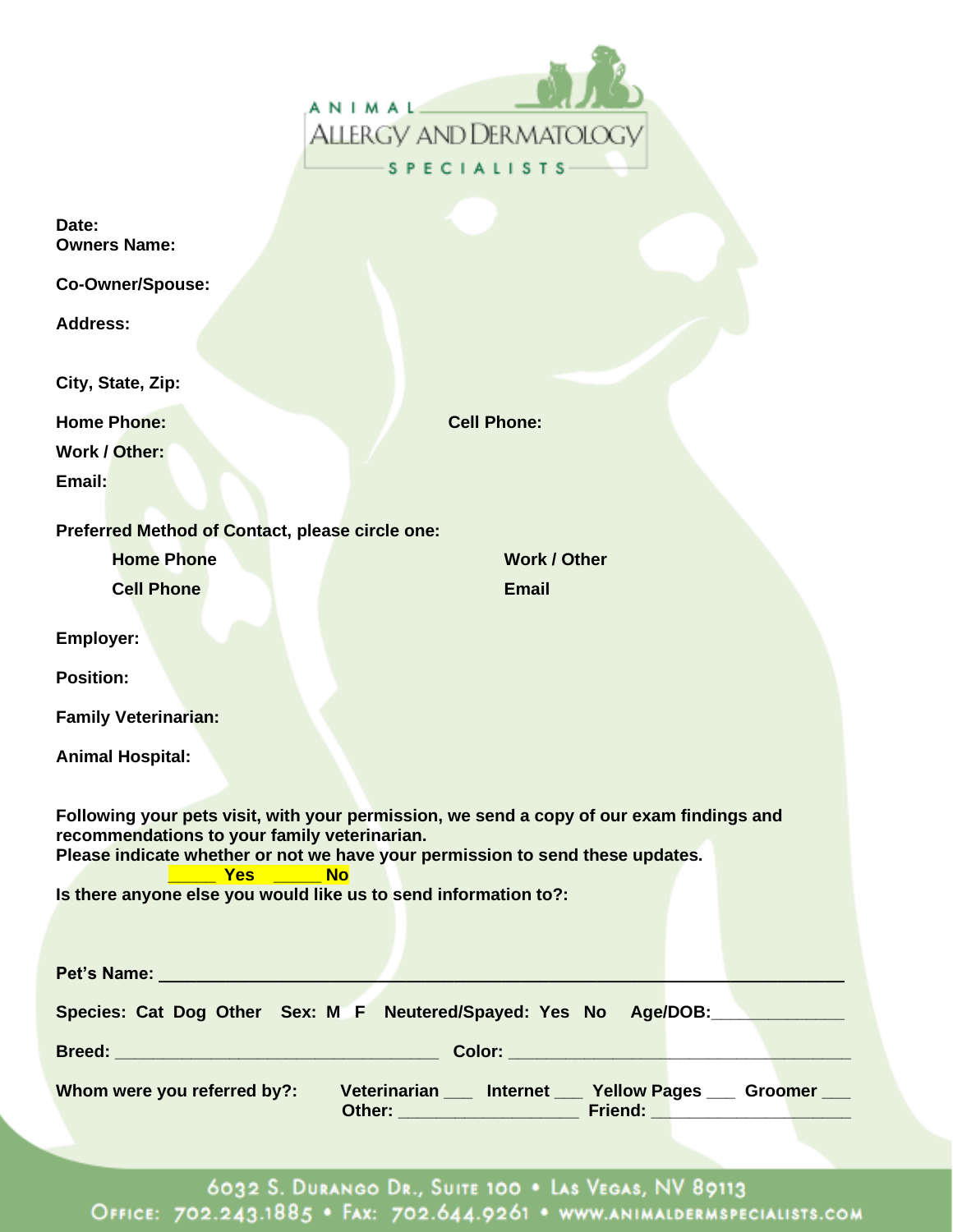# ANIMAL ALLERGY AND DERMATOLOGY SPECIALISTS

**Date:**
**Owners Name:**

**Co-Owner/Spouse:**

**Address:**

**City, State, Zip:**

**Home Phone:** **Cell Phone:**

**Work / Other:**

**Email:**

**Preferred Method of Contact, please circle one:**

**Home Phone** **Work / Other**

**Cell Phone** **Email**

**Employer:**

**Position:**

**Family Veterinarian:**

**Animal Hospital:**

**Following your pets visit, with your permission, we send a copy of our exam findings and recommendations to your family veterinarian.**
**Please indicate whether or not we have your permission to send these updates.**
**_____ Yes _____ No**
**Is there anyone else you would like us to send information to?:**

**Pet's Name:** ___________________________________________________________________

**Species: Cat Dog Other Sex: M F Neutered/Spayed: Yes No Age/DOB:**_____________

**Breed:** ________________________________ **Color:** __________________________________

**Whom were you referred by?:** **Veterinarian** ___ **Internet** ___ **Yellow Pages** ___ **Groomer** ___
**Other:** __________________ **Friend:** ____________________

6032 S. Durango Dr., Suite 100 • Las Vegas, NV 89113
Office: 702.243.1885 • Fax: 702.644.9261 • www.animaldermspecialists.com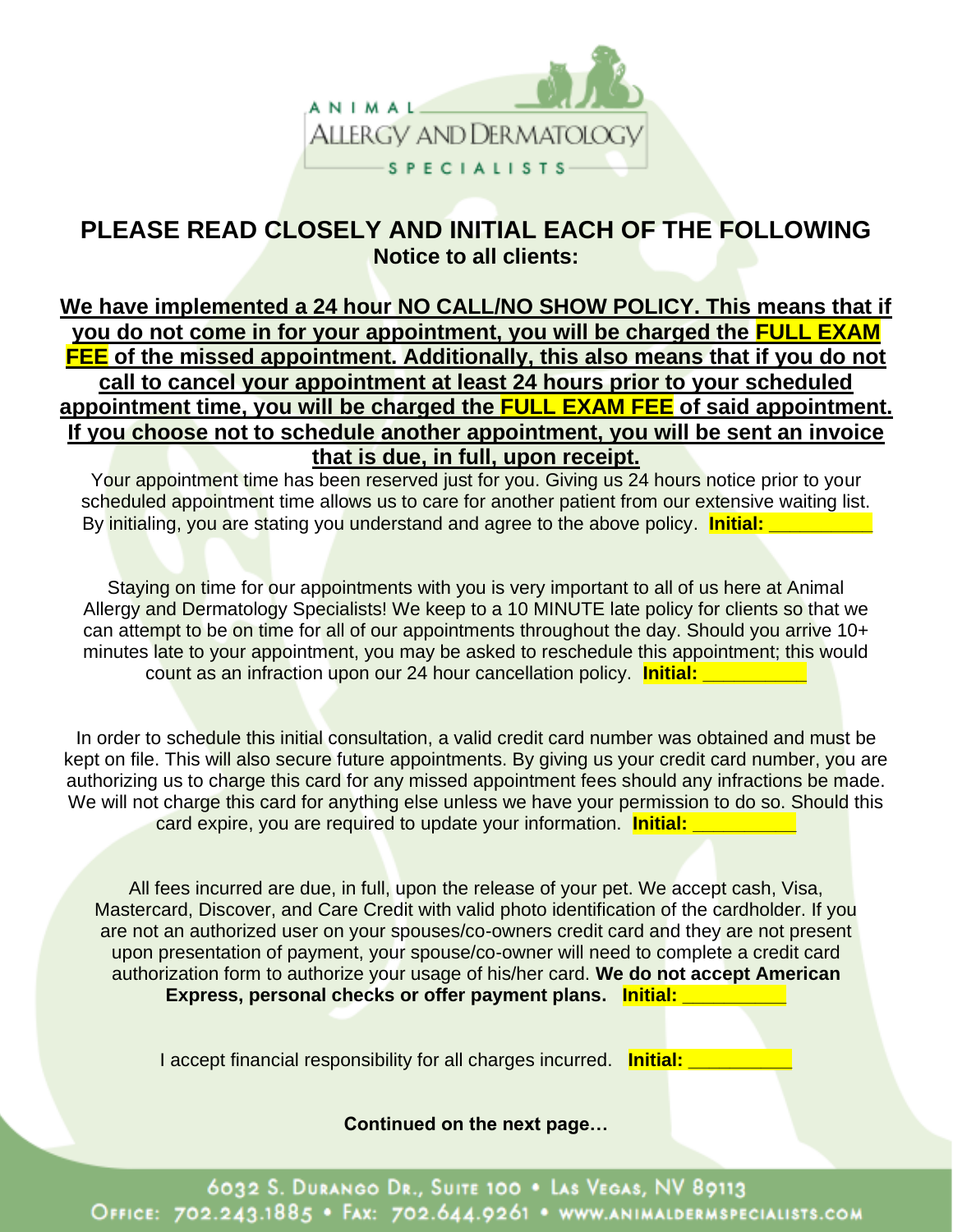ANIMAL ALLERGY AND DERMATOLOGY SPECIALISTS

# PLEASE READ CLOSELY AND INITIAL EACH OF THE FOLLOWING

**Notice to all clients:**

**We have implemented a 24 hour NO CALL/NO SHOW POLICY. This means that if you do not come in for your appointment, you will be charged the FULL EXAM FEE of the missed appointment. Additionally, this also means that if you do not call to cancel your appointment at least 24 hours prior to your scheduled appointment time, you will be charged the FULL EXAM FEE of said appointment. If you choose not to schedule another appointment, you will be sent an invoice that is due, in full, upon receipt.**

Your appointment time has been reserved just for you. Giving us 24 hours notice prior to your scheduled appointment time allows us to care for another patient from our extensive waiting list. By initialing, you are stating you understand and agree to the above policy. **Initial:** __________

Staying on time for our appointments with you is very important to all of us here at Animal Allergy and Dermatology Specialists! We keep to a 10 MINUTE late policy for clients so that we can attempt to be on time for all of our appointments throughout the day. Should you arrive 10+ minutes late to your appointment, you may be asked to reschedule this appointment; this would count as an infraction upon our 24 hour cancellation policy. **Initial:** __________

In order to schedule this initial consultation, a valid credit card number was obtained and must be kept on file. This will also secure future appointments. By giving us your credit card number, you are authorizing us to charge this card for any missed appointment fees should any infractions be made. We will not charge this card for anything else unless we have your permission to do so. Should this card expire, you are required to update your information. **Initial:** __________

All fees incurred are due, in full, upon the release of your pet. We accept cash, Visa, Mastercard, Discover, and Care Credit with valid photo identification of the cardholder. If you are not an authorized user on your spouses/co-owners credit card and they are not present upon presentation of payment, your spouse/co-owner will need to complete a credit card authorization form to authorize your usage of his/her card. **We do not accept American Express, personal checks or offer payment plans.** **Initial:** __________

I accept financial responsibility for all charges incurred. **Initial:** __________

**Continued on the next page…**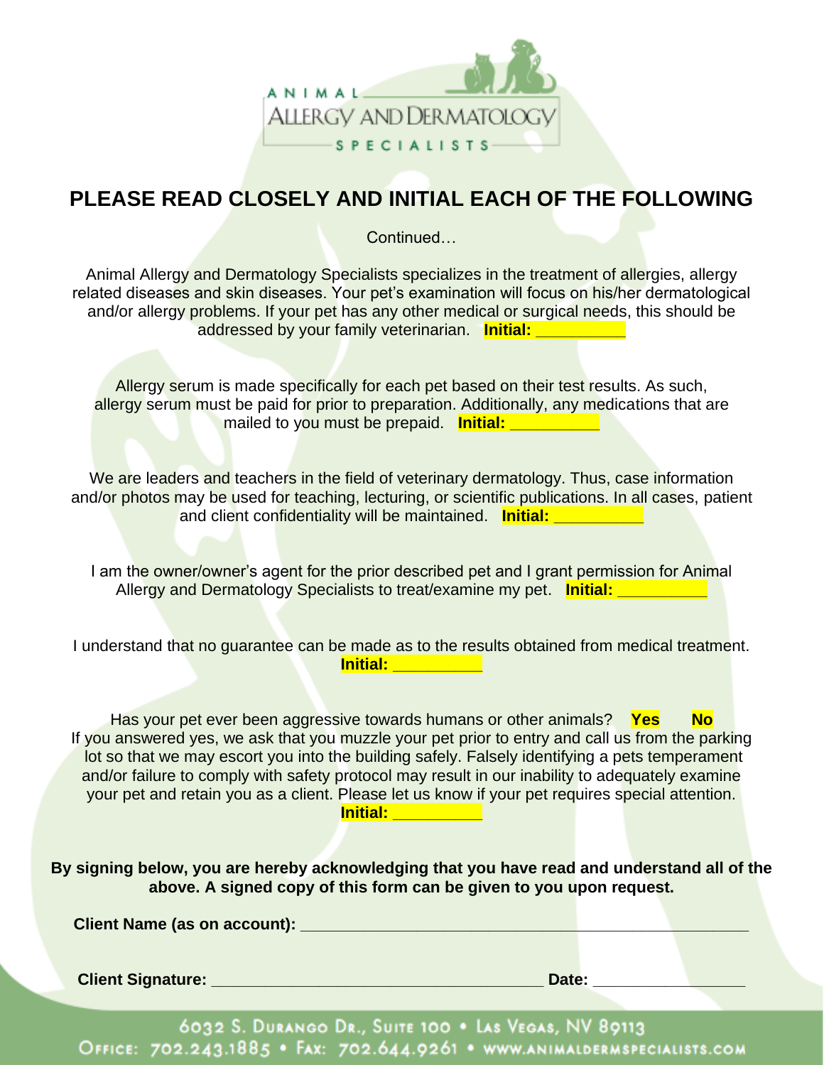ANIMAL ALLERGY AND DERMATOLOGY SPECIALISTS

# PLEASE READ CLOSELY AND INITIAL EACH OF THE FOLLOWING

Continued…

Animal Allergy and Dermatology Specialists specializes in the treatment of allergies, allergy related diseases and skin diseases. Your pet's examination will focus on his/her dermatological and/or allergy problems. If your pet has any other medical or surgical needs, this should be addressed by your family veterinarian. **Initial: __________**

Allergy serum is made specifically for each pet based on their test results. As such, allergy serum must be paid for prior to preparation. Additionally, any medications that are mailed to you must be prepaid. **Initial: __________**

We are leaders and teachers in the field of veterinary dermatology. Thus, case information and/or photos may be used for teaching, lecturing, or scientific publications. In all cases, patient and client confidentiality will be maintained. **Initial: __________**

I am the owner/owner's agent for the prior described pet and I grant permission for Animal Allergy and Dermatology Specialists to treat/examine my pet. **Initial: __________**

I understand that no guarantee can be made as to the results obtained from medical treatment. **Initial: __________**

Has your pet ever been aggressive towards humans or other animals? **Yes** **No**
If you answered yes, we ask that you muzzle your pet prior to entry and call us from the parking lot so that we may escort you into the building safely. Falsely identifying a pets temperament and/or failure to comply with safety protocol may result in our inability to adequately examine your pet and retain you as a client. Please let us know if your pet requires special attention. **Initial: __________**

**By signing below, you are hereby acknowledging that you have read and understand all of the above. A signed copy of this form can be given to you upon request.**

**Client Name (as on account):** __________________________________________________

**Client Signature:** _____________________________________ **Date:** ________________

6032 S. Durango Dr., Suite 100 • Las Vegas, NV 89113
Office: 702.243.1885 • Fax: 702.644.9261 • www.animaldermspecialists.com